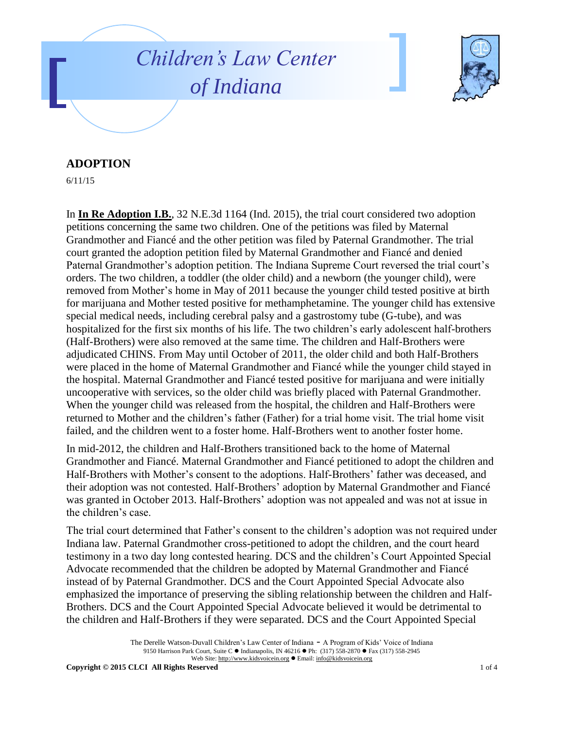# Children's Law Center of Indiana

## ADOPTION

6/11/15

In **In Re Adoption I.B.**, 32 N.E.3d 1164 (Ind. 2015), the trial court considered two adoption petitions concerning the same two children. One of the petitions was filed by Maternal Grandmother and Fiancé and the other petition was filed by Paternal Grandmother. The trial court granted the adoption petition filed by Maternal Grandmother and Fiancé and denied Paternal Grandmother's adoption petition. The Indiana Supreme Court reversed the trial court's orders. The two children, a toddler (the older child) and a newborn (the younger child), were removed from Mother's home in May of 2011 because the younger child tested positive at birth for marijuana and Mother tested positive for methamphetamine. The younger child has extensive special medical needs, including cerebral palsy and a gastrostomy tube (G-tube), and was hospitalized for the first six months of his life. The two children's early adolescent half-brothers (Half-Brothers) were also removed at the same time. The children and Half-Brothers were adjudicated CHINS. From May until October of 2011, the older child and both Half-Brothers were placed in the home of Maternal Grandmother and Fiancé while the younger child stayed in the hospital. Maternal Grandmother and Fiancé tested positive for marijuana and were initially uncooperative with services, so the older child was briefly placed with Paternal Grandmother. When the younger child was released from the hospital, the children and Half-Brothers were returned to Mother and the children's father (Father) for a trial home visit. The trial home visit failed, and the children went to a foster home. Half-Brothers went to another foster home.

In mid-2012, the children and Half-Brothers transitioned back to the home of Maternal Grandmother and Fiancé. Maternal Grandmother and Fiancé petitioned to adopt the children and Half-Brothers with Mother's consent to the adoptions. Half-Brothers' father was deceased, and their adoption was not contested. Half-Brothers' adoption by Maternal Grandmother and Fiancé was granted in October 2013. Half-Brothers' adoption was not appealed and was not at issue in the children's case.

The trial court determined that Father's consent to the children's adoption was not required under Indiana law. Paternal Grandmother cross-petitioned to adopt the children, and the court heard testimony in a two day long contested hearing. DCS and the children's Court Appointed Special Advocate recommended that the children be adopted by Maternal Grandmother and Fiancé instead of by Paternal Grandmother. DCS and the Court Appointed Special Advocate also emphasized the importance of preserving the sibling relationship between the children and Half-Brothers. DCS and the Court Appointed Special Advocate believed it would be detrimental to the children and Half-Brothers if they were separated. DCS and the Court Appointed Special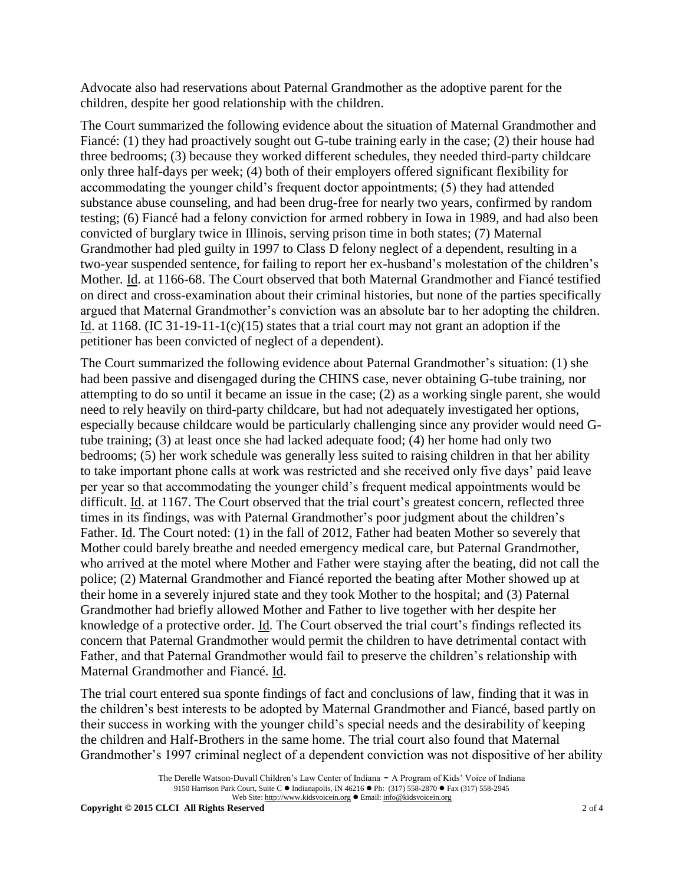Advocate also had reservations about Paternal Grandmother as the adoptive parent for the children, despite her good relationship with the children.

The Court summarized the following evidence about the situation of Maternal Grandmother and Fiancé: (1) they had proactively sought out G-tube training early in the case; (2) their house had three bedrooms; (3) because they worked different schedules, they needed third-party childcare only three half-days per week; (4) both of their employers offered significant flexibility for accommodating the younger child's frequent doctor appointments; (5) they had attended substance abuse counseling, and had been drug-free for nearly two years, confirmed by random testing; (6) Fiancé had a felony conviction for armed robbery in Iowa in 1989, and had also been convicted of burglary twice in Illinois, serving prison time in both states; (7) Maternal Grandmother had pled guilty in 1997 to Class D felony neglect of a dependent, resulting in a two-year suspended sentence, for failing to report her ex-husband's molestation of the children's Mother. Id. at 1166-68. The Court observed that both Maternal Grandmother and Fiancé testified on direct and cross-examination about their criminal histories, but none of the parties specifically argued that Maternal Grandmother's conviction was an absolute bar to her adopting the children. Id. at 1168. (IC 31-19-11-1(c)(15) states that a trial court may not grant an adoption if the petitioner has been convicted of neglect of a dependent).

The Court summarized the following evidence about Paternal Grandmother's situation: (1) she had been passive and disengaged during the CHINS case, never obtaining G-tube training, nor attempting to do so until it became an issue in the case; (2) as a working single parent, she would need to rely heavily on third-party childcare, but had not adequately investigated her options, especially because childcare would be particularly challenging since any provider would need G-tube training; (3) at least once she had lacked adequate food; (4) her home had only two bedrooms; (5) her work schedule was generally less suited to raising children in that her ability to take important phone calls at work was restricted and she received only five days' paid leave per year so that accommodating the younger child's frequent medical appointments would be difficult. Id. at 1167. The Court observed that the trial court's greatest concern, reflected three times in its findings, was with Paternal Grandmother's poor judgment about the children's Father. Id. The Court noted: (1) in the fall of 2012, Father had beaten Mother so severely that Mother could barely breathe and needed emergency medical care, but Paternal Grandmother, who arrived at the motel where Mother and Father were staying after the beating, did not call the police; (2) Maternal Grandmother and Fiancé reported the beating after Mother showed up at their home in a severely injured state and they took Mother to the hospital; and (3) Paternal Grandmother had briefly allowed Mother and Father to live together with her despite her knowledge of a protective order. Id. The Court observed the trial court's findings reflected its concern that Paternal Grandmother would permit the children to have detrimental contact with Father, and that Paternal Grandmother would fail to preserve the children's relationship with Maternal Grandmother and Fiancé. Id.

The trial court entered sua sponte findings of fact and conclusions of law, finding that it was in the children's best interests to be adopted by Maternal Grandmother and Fiancé, based partly on their success in working with the younger child's special needs and the desirability of keeping the children and Half-Brothers in the same home. The trial court also found that Maternal Grandmother's 1997 criminal neglect of a dependent conviction was not dispositive of her ability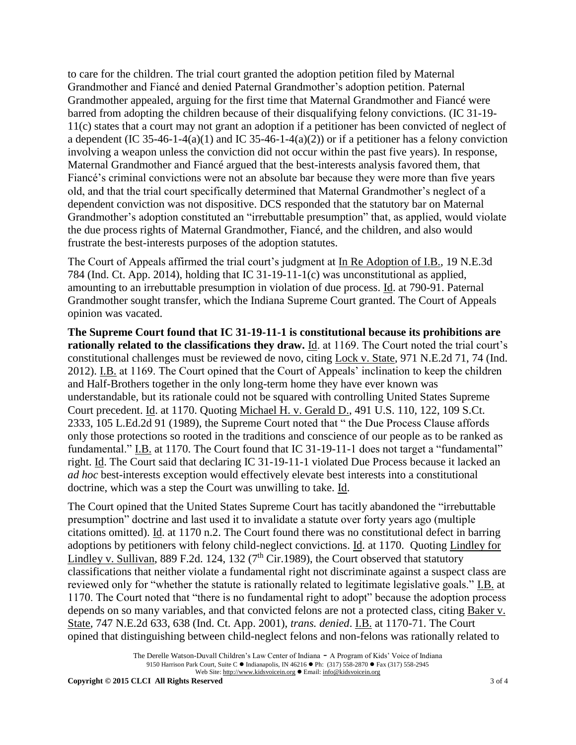to care for the children. The trial court granted the adoption petition filed by Maternal Grandmother and Fiancé and denied Paternal Grandmother's adoption petition. Paternal Grandmother appealed, arguing for the first time that Maternal Grandmother and Fiancé were barred from adopting the children because of their disqualifying felony convictions. (IC 31-19-11(c) states that a court may not grant an adoption if a petitioner has been convicted of neglect of a dependent (IC 35-46-1-4(a)(1) and IC 35-46-1-4(a)(2)) or if a petitioner has a felony conviction involving a weapon unless the conviction did not occur within the past five years). In response, Maternal Grandmother and Fiancé argued that the best-interests analysis favored them, that Fiancé's criminal convictions were not an absolute bar because they were more than five years old, and that the trial court specifically determined that Maternal Grandmother's neglect of a dependent conviction was not dispositive. DCS responded that the statutory bar on Maternal Grandmother's adoption constituted an "irrebuttable presumption" that, as applied, would violate the due process rights of Maternal Grandmother, Fiancé, and the children, and also would frustrate the best-interests purposes of the adoption statutes.

The Court of Appeals affirmed the trial court's judgment at In Re Adoption of I.B., 19 N.E.3d 784 (Ind. Ct. App. 2014), holding that IC 31-19-11-1(c) was unconstitutional as applied, amounting to an irrebuttable presumption in violation of due process. Id. at 790-91. Paternal Grandmother sought transfer, which the Indiana Supreme Court granted. The Court of Appeals opinion was vacated.

**The Supreme Court found that IC 31-19-11-1 is constitutional because its prohibitions are rationally related to the classifications they draw.** Id. at 1169. The Court noted the trial court's constitutional challenges must be reviewed de novo, citing Lock v. State, 971 N.E.2d 71, 74 (Ind. 2012). I.B. at 1169. The Court opined that the Court of Appeals' inclination to keep the children and Half-Brothers together in the only long-term home they have ever known was understandable, but its rationale could not be squared with controlling United States Supreme Court precedent. Id. at 1170. Quoting Michael H. v. Gerald D., 491 U.S. 110, 122, 109 S.Ct. 2333, 105 L.Ed.2d 91 (1989), the Supreme Court noted that " the Due Process Clause affords only those protections so rooted in the traditions and conscience of our people as to be ranked as fundamental." I.B. at 1170. The Court found that IC 31-19-11-1 does not target a "fundamental" right. Id. The Court said that declaring IC 31-19-11-1 violated Due Process because it lacked an *ad hoc* best-interests exception would effectively elevate best interests into a constitutional doctrine, which was a step the Court was unwilling to take. Id.

The Court opined that the United States Supreme Court has tacitly abandoned the "irrebuttable presumption" doctrine and last used it to invalidate a statute over forty years ago (multiple citations omitted). Id. at 1170 n.2. The Court found there was no constitutional defect in barring adoptions by petitioners with felony child-neglect convictions. Id. at 1170. Quoting Lindley for Lindley v. Sullivan, 889 F.2d. 124, 132 (7th Cir.1989), the Court observed that statutory classifications that neither violate a fundamental right not discriminate against a suspect class are reviewed only for "whether the statute is rationally related to legitimate legislative goals." I.B. at 1170. The Court noted that "there is no fundamental right to adopt" because the adoption process depends on so many variables, and that convicted felons are not a protected class, citing Baker v. State, 747 N.E.2d 633, 638 (Ind. Ct. App. 2001), *trans. denied*. I.B. at 1170-71. The Court opined that distinguishing between child-neglect felons and non-felons was rationally related to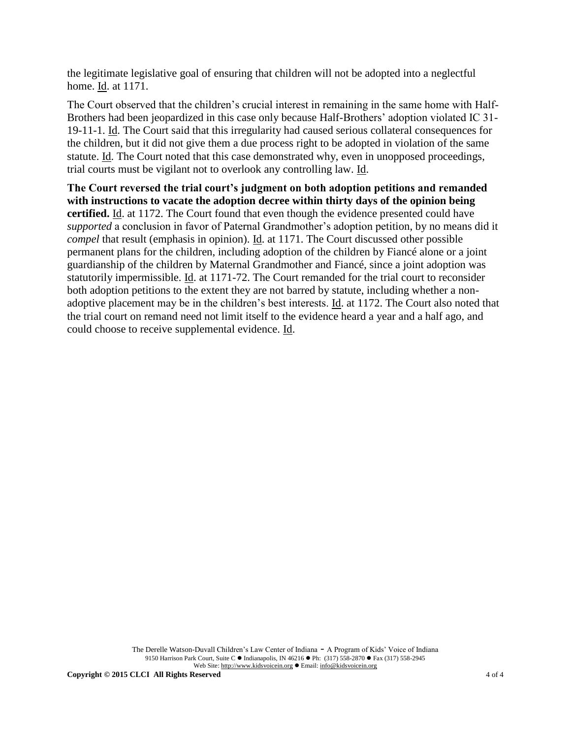the legitimate legislative goal of ensuring that children will not be adopted into a neglectful home. Id. at 1171.

The Court observed that the children's crucial interest in remaining in the same home with Half-Brothers had been jeopardized in this case only because Half-Brothers' adoption violated IC 31-19-11-1. Id. The Court said that this irregularity had caused serious collateral consequences for the children, but it did not give them a due process right to be adopted in violation of the same statute. Id. The Court noted that this case demonstrated why, even in unopposed proceedings, trial courts must be vigilant not to overlook any controlling law. Id.

**The Court reversed the trial court's judgment on both adoption petitions and remanded with instructions to vacate the adoption decree within thirty days of the opinion being certified.** Id. at 1172. The Court found that even though the evidence presented could have *supported* a conclusion in favor of Paternal Grandmother's adoption petition, by no means did it *compel* that result (emphasis in opinion). Id. at 1171. The Court discussed other possible permanent plans for the children, including adoption of the children by Fiancé alone or a joint guardianship of the children by Maternal Grandmother and Fiancé, since a joint adoption was statutorily impermissible. Id. at 1171-72. The Court remanded for the trial court to reconsider both adoption petitions to the extent they are not barred by statute, including whether a non-adoptive placement may be in the children's best interests. Id. at 1172. The Court also noted that the trial court on remand need not limit itself to the evidence heard a year and a half ago, and could choose to receive supplemental evidence. Id.